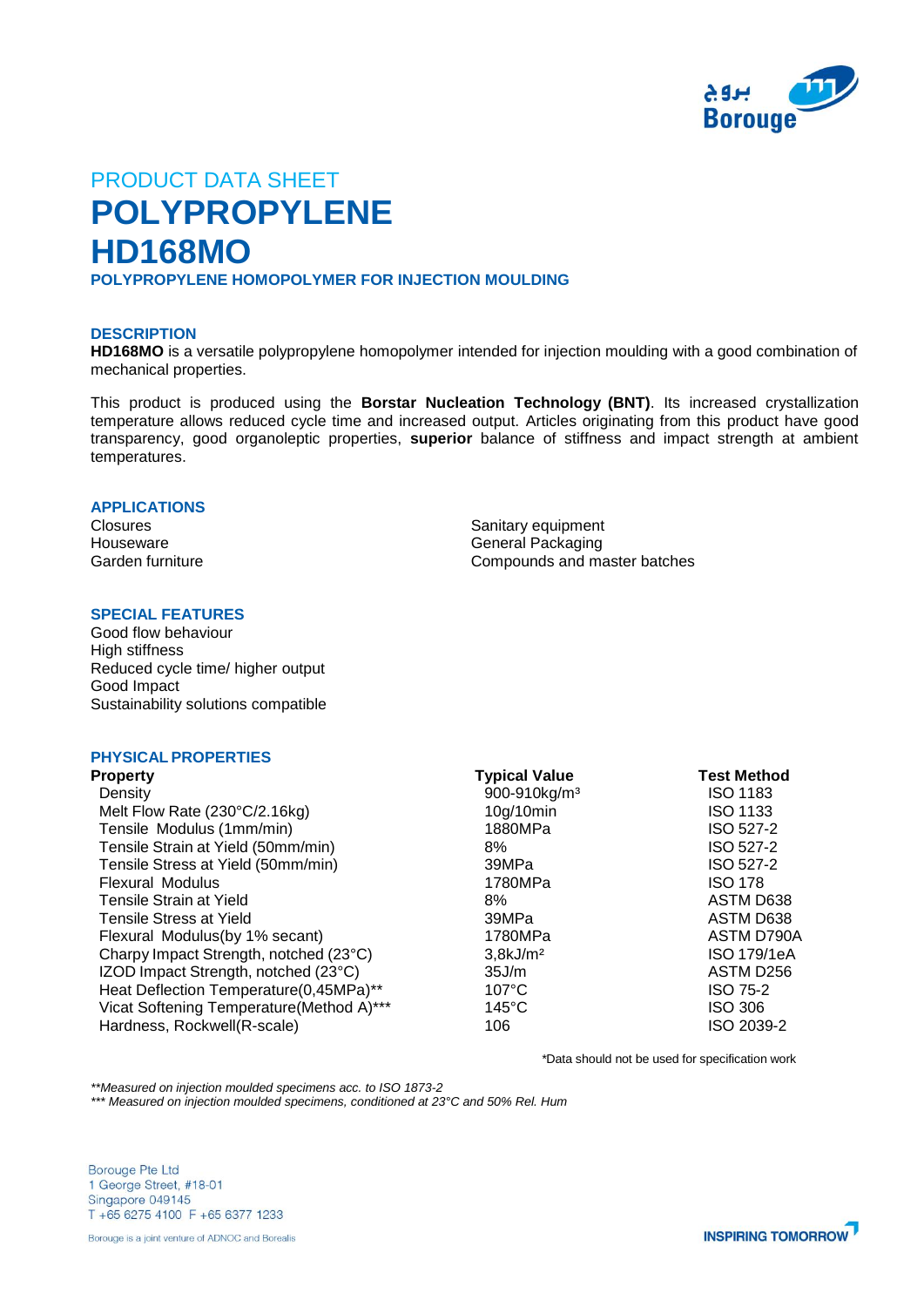PRODUCT DATA SHEET

# POLYPROPYLENE

# HD168MO

### POLYPROPYLENE HOMOPOLYMER FOR INJECTION MOULDING

## DESCRIPTION

**HD168MO** is a versatile polypropylene homopolymer intended for injection moulding with a good combination of mechanical properties.

This product is produced using the **Borstar Nucleation Technology (BNT)**. Its increased crystallization temperature allows reduced cycle time and increased output. Articles originating from this product have good transparency, good organoleptic properties, **superior** balance of stiffness and impact strength at ambient temperatures.

## APPLICATIONS

- Closures
- Houseware
- Garden furniture
- Sanitary equipment
- General Packaging
- Compounds and master batches

## SPECIAL FEATURES

- Good flow behaviour
- High stiffness
- Reduced cycle time/ higher output
- Good Impact
- Sustainability solutions compatible

## PHYSICAL PROPERTIES

| Property | Typical Value | Test Method |
|---|---|---|
| Density | 900-910kg/m³ | ISO 1183 |
| Melt Flow Rate (230°C/2.16kg) | 10g/10min | ISO 1133 |
| Tensile Modulus (1mm/min) | 1880MPa | ISO 527-2 |
| Tensile Strain at Yield (50mm/min) | 8% | ISO 527-2 |
| Tensile Stress at Yield (50mm/min) | 39MPa | ISO 527-2 |
| Flexural Modulus | 1780MPa | ISO 178 |
| Tensile Strain at Yield | 8% | ASTM D638 |
| Tensile Stress at Yield | 39MPa | ASTM D638 |
| Flexural Modulus(by 1% secant) | 1780MPa | ASTM D790A |
| Charpy Impact Strength, notched (23°C) | 3,8kJ/m² | ISO 179/1eA |
| IZOD Impact Strength, notched (23°C) | 35J/m | ASTM D256 |
| Heat Deflection Temperature(0,45MPa)** | 107°C | ISO 75-2 |
| Vicat Softening Temperature(Method A)*** | 145°C | ISO 306 |
| Hardness, Rockwell(R-scale) | 106 | ISO 2039-2 |

*Data should not be used for specification work

*\*\*Measured on injection moulded specimens acc. to ISO 1873-2*

*\*\*\* Measured on injection moulded specimens, conditioned at 23°C and 50% Rel. Hum*

Borouge Pte Ltd
1 George Street, #18-01
Singapore 049145
T +65 6275 4100 F +65 6377 1233

Borouge is a joint venture of ADNOC and Borealis

INSPIRING TOMORROW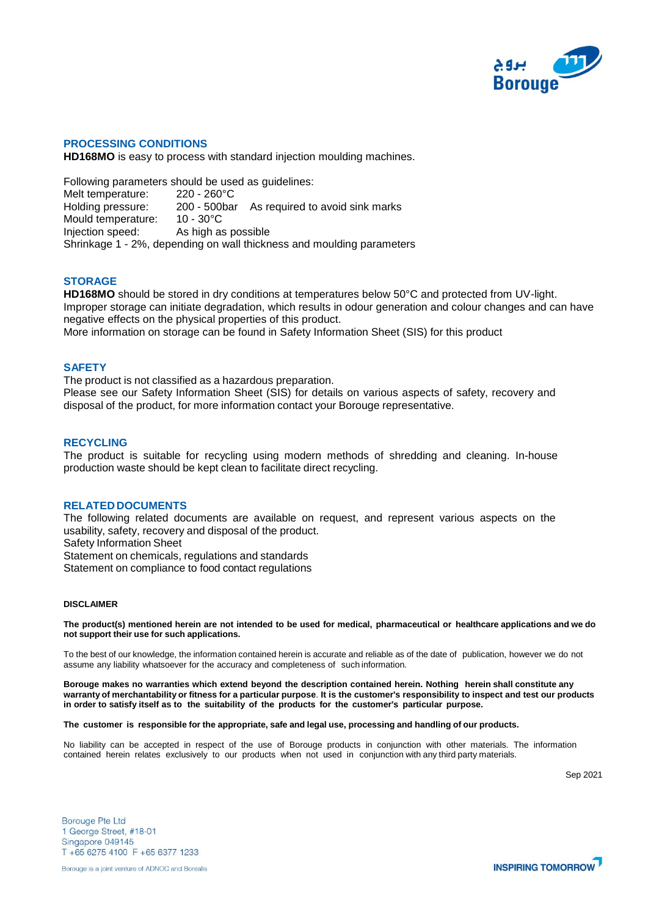## PROCESSING CONDITIONS

**HD168MO** is easy to process with standard injection moulding machines.

Following parameters should be used as guidelines:

| | | |
|---|---|---|
| Melt temperature: | 220 - 260°C | |
| Holding pressure: | 200 - 500bar | As required to avoid sink marks |
| Mould temperature: | 10 - 30°C | |
| Injection speed: | As high as possible | |

Shrinkage 1 - 2%, depending on wall thickness and moulding parameters

## STORAGE

**HD168MO** should be stored in dry conditions at temperatures below 50°C and protected from UV-light. Improper storage can initiate degradation, which results in odour generation and colour changes and can have negative effects on the physical properties of this product.
More information on storage can be found in Safety Information Sheet (SIS) for this product

## SAFETY

The product is not classified as a hazardous preparation.
Please see our Safety Information Sheet (SIS) for details on various aspects of safety, recovery and disposal of the product, for more information contact your Borouge representative.

## RECYCLING

The product is suitable for recycling using modern methods of shredding and cleaning. In-house production waste should be kept clean to facilitate direct recycling.

## RELATED DOCUMENTS

The following related documents are available on request, and represent various aspects on the usability, safety, recovery and disposal of the product.
Safety Information Sheet
Statement on chemicals, regulations and standards
Statement on compliance to food contact regulations

#### DISCLAIMER

**The product(s) mentioned herein are not intended to be used for medical, pharmaceutical or healthcare applications and we do not support their use for such applications.**

To the best of our knowledge, the information contained herein is accurate and reliable as of the date of publication, however we do not assume any liability whatsoever for the accuracy and completeness of such information.

**Borouge makes no warranties which extend beyond the description contained herein. Nothing herein shall constitute any warranty of merchantability or fitness for a particular purpose. It is the customer's responsibility to inspect and test our products in order to satisfy itself as to the suitability of the products for the customer's particular purpose.**

**The customer is responsible for the appropriate, safe and legal use, processing and handling of our products.**

No liability can be accepted in respect of the use of Borouge products in conjunction with other materials. The information contained herein relates exclusively to our products when not used in conjunction with any third party materials.

Sep 2021

Borouge Pte Ltd
1 George Street, #18-01
Singapore 049145
T +65 6275 4100 F +65 6377 1233

Borouge is a joint venture of ADNOC and Borealis

INSPIRING TOMORROW